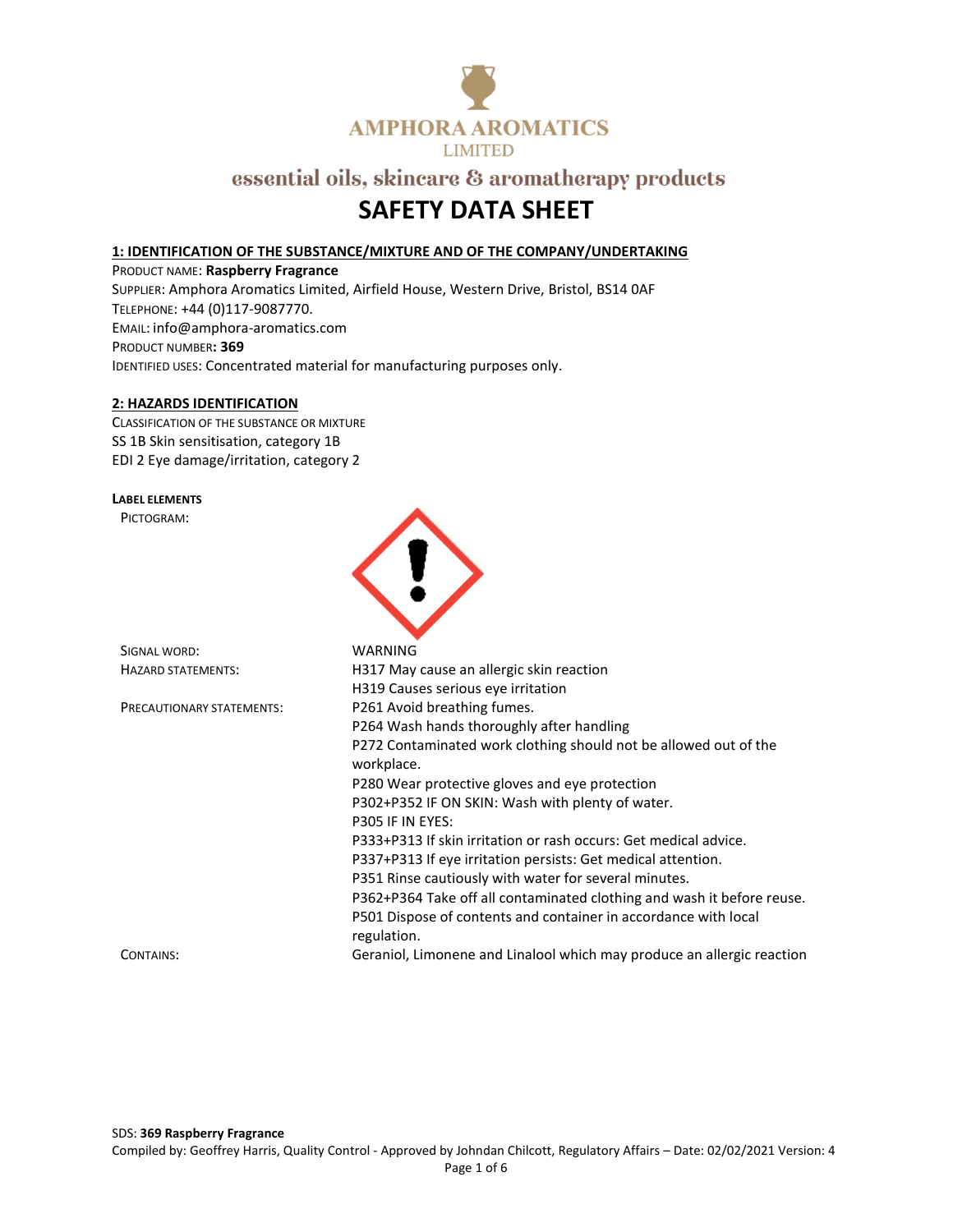AMPHORA AROMATICS
LIMITED

essential oils, skincare & aromatherapy products

# SAFETY DATA SHEET

## 1: IDENTIFICATION OF THE SUBSTANCE/MIXTURE AND OF THE COMPANY/UNDERTAKING

PRODUCT NAME: **Raspberry Fragrance**
SUPPLIER: Amphora Aromatics Limited, Airfield House, Western Drive, Bristol, BS14 0AF
TELEPHONE: +44 (0)117-9087770.
EMAIL: info@amphora-aromatics.com
PRODUCT NUMBER**: 369**
IDENTIFIED USES: Concentrated material for manufacturing purposes only.

## 2: HAZARDS IDENTIFICATION

CLASSIFICATION OF THE SUBSTANCE OR MIXTURE
SS 1B Skin sensitisation, category 1B
EDI 2 Eye damage/irritation, category 2

**LABEL ELEMENTS**

PICTOGRAM:

SIGNAL WORD: WARNING

HAZARD STATEMENTS:
H317 May cause an allergic skin reaction
H319 Causes serious eye irritation

PRECAUTIONARY STATEMENTS:
P261 Avoid breathing fumes.
P264 Wash hands thoroughly after handling
P272 Contaminated work clothing should not be allowed out of the workplace.
P280 Wear protective gloves and eye protection
P302+P352 IF ON SKIN: Wash with plenty of water.
P305 IF IN EYES:
P333+P313 If skin irritation or rash occurs: Get medical advice.
P337+P313 If eye irritation persists: Get medical attention.
P351 Rinse cautiously with water for several minutes.
P362+P364 Take off all contaminated clothing and wash it before reuse.
P501 Dispose of contents and container in accordance with local regulation.

CONTAINS: Geraniol, Limonene and Linalool which may produce an allergic reaction

SDS: **369 Raspberry Fragrance**
Compiled by: Geoffrey Harris, Quality Control - Approved by Johndan Chilcott, Regulatory Affairs – Date: 02/02/2021 Version: 4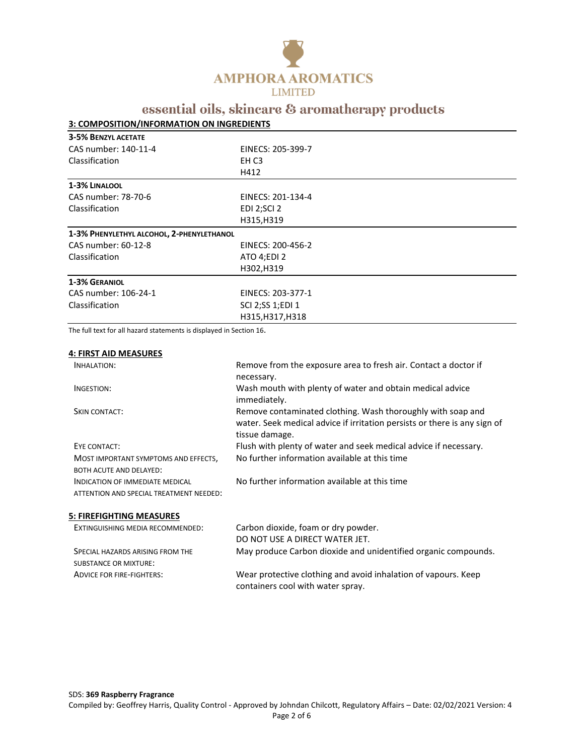## 3: COMPOSITION/INFORMATION ON INGREDIENTS

**3-5% BENZYL ACETATE**

| | |
|---|---|
| CAS number: 140-11-4 | EINECS: 205-399-7 |
| Classification | EH C3 |
| | H412 |

**1-3% LINALOOL**

| | |
|---|---|
| CAS number: 78-70-6 | EINECS: 201-134-4 |
| Classification | EDI 2;SCI 2 |
| | H315,H319 |

**1-3% PHENYLETHYL ALCOHOL, 2-PHENYLETHANOL**

| | |
|---|---|
| CAS number: 60-12-8 | EINECS: 200-456-2 |
| Classification | ATO 4;EDI 2 |
| | H302,H319 |

**1-3% GERANIOL**

| | |
|---|---|
| CAS number: 106-24-1 | EINECS: 203-377-1 |
| Classification | SCI 2;SS 1;EDI 1 |
| | H315,H317,H318 |

The full text for all hazard statements is displayed in Section 16.

## 4: FIRST AID MEASURES

| | |
|---|---|
| INHALATION: | Remove from the exposure area to fresh air. Contact a doctor if necessary. |
| INGESTION: | Wash mouth with plenty of water and obtain medical advice immediately. |
| SKIN CONTACT: | Remove contaminated clothing. Wash thoroughly with soap and water. Seek medical advice if irritation persists or there is any sign of tissue damage. |
| EYE CONTACT: | Flush with plenty of water and seek medical advice if necessary. |
| MOST IMPORTANT SYMPTOMS AND EFFECTS, BOTH ACUTE AND DELAYED: | No further information available at this time |
| INDICATION OF IMMEDIATE MEDICAL ATTENTION AND SPECIAL TREATMENT NEEDED: | No further information available at this time |

## 5: FIREFIGHTING MEASURES

| | |
|---|---|
| EXTINGUISHING MEDIA RECOMMENDED: | Carbon dioxide, foam or dry powder. DO NOT USE A DIRECT WATER JET. |
| SPECIAL HAZARDS ARISING FROM THE SUBSTANCE OR MIXTURE: | May produce Carbon dioxide and unidentified organic compounds. |
| ADVICE FOR FIRE-FIGHTERS: | Wear protective clothing and avoid inhalation of vapours. Keep containers cool with water spray. |

SDS: **369 Raspberry Fragrance**
Compiled by: Geoffrey Harris, Quality Control - Approved by Johndan Chilcott, Regulatory Affairs – Date: 02/02/2021 Version: 4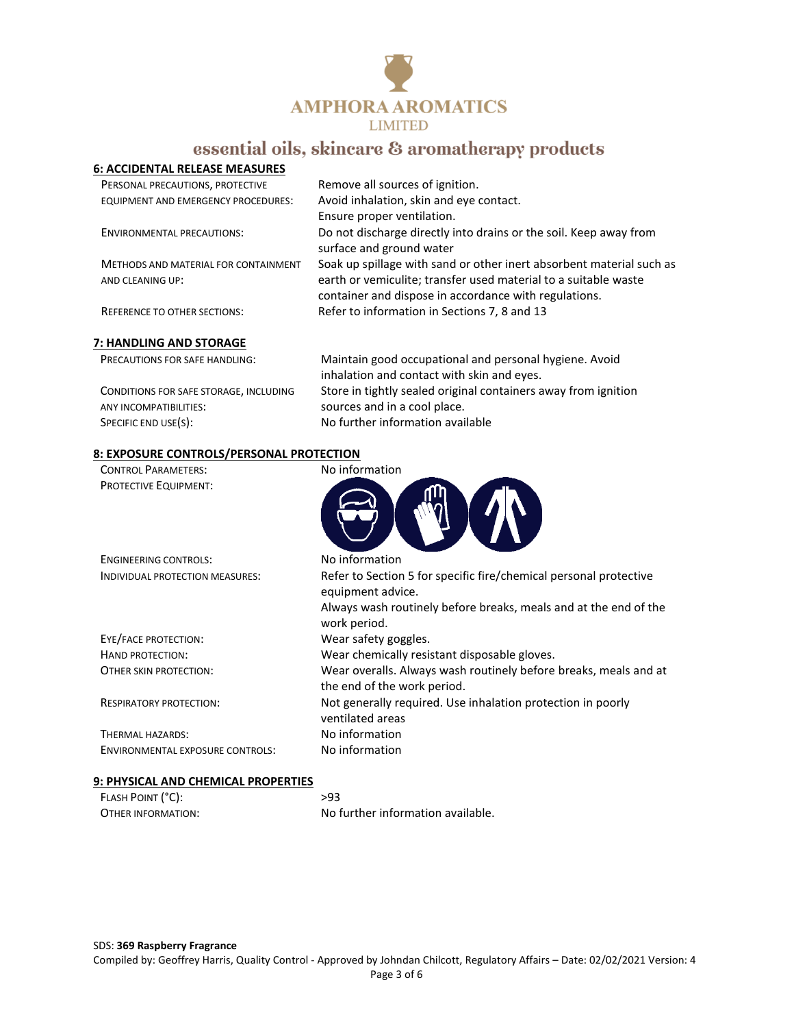## 6: ACCIDENTAL RELEASE MEASURES

| | |
|---|---|
| PERSONAL PRECAUTIONS, PROTECTIVE EQUIPMENT AND EMERGENCY PROCEDURES: | Remove all sources of ignition. Avoid inhalation, skin and eye contact. Ensure proper ventilation. |
| ENVIRONMENTAL PRECAUTIONS: | Do not discharge directly into drains or the soil. Keep away from surface and ground water |
| METHODS AND MATERIAL FOR CONTAINMENT AND CLEANING UP: | Soak up spillage with sand or other inert absorbent material such as earth or vemiculite; transfer used material to a suitable waste container and dispose in accordance with regulations. |
| REFERENCE TO OTHER SECTIONS: | Refer to information in Sections 7, 8 and 13 |

## 7: HANDLING AND STORAGE

| | |
|---|---|
| PRECAUTIONS FOR SAFE HANDLING: | Maintain good occupational and personal hygiene. Avoid inhalation and contact with skin and eyes. |
| CONDITIONS FOR SAFE STORAGE, INCLUDING ANY INCOMPATIBILITIES: | Store in tightly sealed original containers away from ignition sources and in a cool place. |
| SPECIFIC END USE(S): | No further information available |

## 8: EXPOSURE CONTROLS/PERSONAL PROTECTION

| | |
|---|---|
| CONTROL PARAMETERS: | No information |
| PROTECTIVE EQUIPMENT: | |
| ENGINEERING CONTROLS: | No information |
| INDIVIDUAL PROTECTION MEASURES: | Refer to Section 5 for specific fire/chemical personal protective equipment advice. Always wash routinely before breaks, meals and at the end of the work period. |
| EYE/FACE PROTECTION: | Wear safety goggles. |
| HAND PROTECTION: | Wear chemically resistant disposable gloves. |
| OTHER SKIN PROTECTION: | Wear overalls. Always wash routinely before breaks, meals and at the end of the work period. |
| RESPIRATORY PROTECTION: | Not generally required. Use inhalation protection in poorly ventilated areas |
| THERMAL HAZARDS: | No information |
| ENVIRONMENTAL EXPOSURE CONTROLS: | No information |

## 9: PHYSICAL AND CHEMICAL PROPERTIES

| | |
|---|---|
| FLASH POINT (°C): | >93 |
| OTHER INFORMATION: | No further information available. |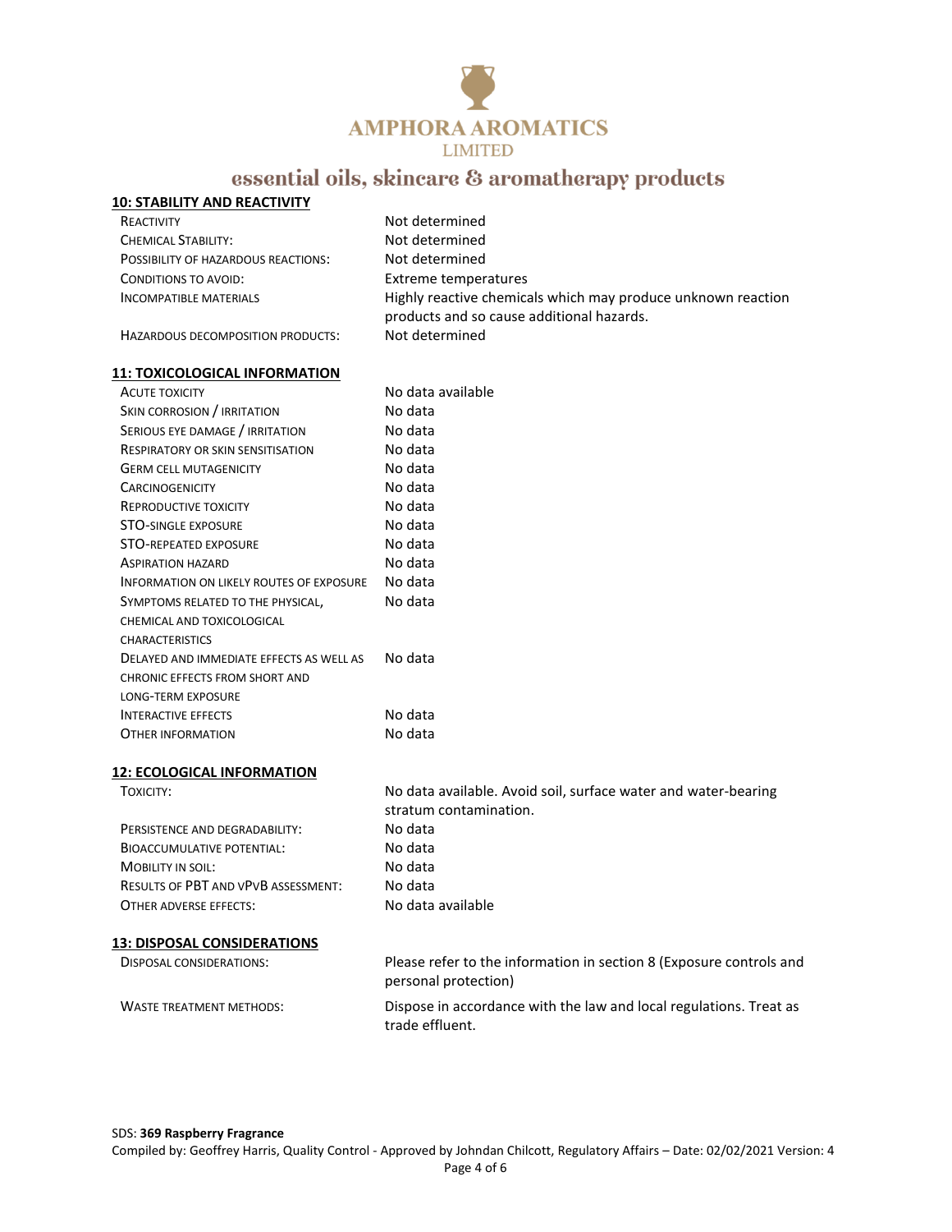## 10: STABILITY AND REACTIVITY

| | |
|---|---|
| REACTIVITY | Not determined |
| CHEMICAL STABILITY: | Not determined |
| POSSIBILITY OF HAZARDOUS REACTIONS: | Not determined |
| CONDITIONS TO AVOID: | Extreme temperatures |
| INCOMPATIBLE MATERIALS | Highly reactive chemicals which may produce unknown reaction products and so cause additional hazards. |
| HAZARDOUS DECOMPOSITION PRODUCTS: | Not determined |

## 11: TOXICOLOGICAL INFORMATION

| | |
|---|---|
| ACUTE TOXICITY | No data available |
| SKIN CORROSION / IRRITATION | No data |
| SERIOUS EYE DAMAGE / IRRITATION | No data |
| RESPIRATORY OR SKIN SENSITISATION | No data |
| GERM CELL MUTAGENICITY | No data |
| CARCINOGENICITY | No data |
| REPRODUCTIVE TOXICITY | No data |
| STO-SINGLE EXPOSURE | No data |
| STO-REPEATED EXPOSURE | No data |
| ASPIRATION HAZARD | No data |
| INFORMATION ON LIKELY ROUTES OF EXPOSURE | No data |
| SYMPTOMS RELATED TO THE PHYSICAL, CHEMICAL AND TOXICOLOGICAL CHARACTERISTICS | No data |
| DELAYED AND IMMEDIATE EFFECTS AS WELL AS CHRONIC EFFECTS FROM SHORT AND LONG-TERM EXPOSURE | No data |
| INTERACTIVE EFFECTS | No data |
| OTHER INFORMATION | No data |

## 12: ECOLOGICAL INFORMATION

| | |
|---|---|
| TOXICITY: | No data available. Avoid soil, surface water and water-bearing stratum contamination. |
| PERSISTENCE AND DEGRADABILITY: | No data |
| BIOACCUMULATIVE POTENTIAL: | No data |
| MOBILITY IN SOIL: | No data |
| RESULTS OF PBT AND VPVB ASSESSMENT: | No data |
| OTHER ADVERSE EFFECTS: | No data available |

## 13: DISPOSAL CONSIDERATIONS

| | |
|---|---|
| DISPOSAL CONSIDERATIONS: | Please refer to the information in section 8 (Exposure controls and personal protection) |
| WASTE TREATMENT METHODS: | Dispose in accordance with the law and local regulations. Treat as trade effluent. |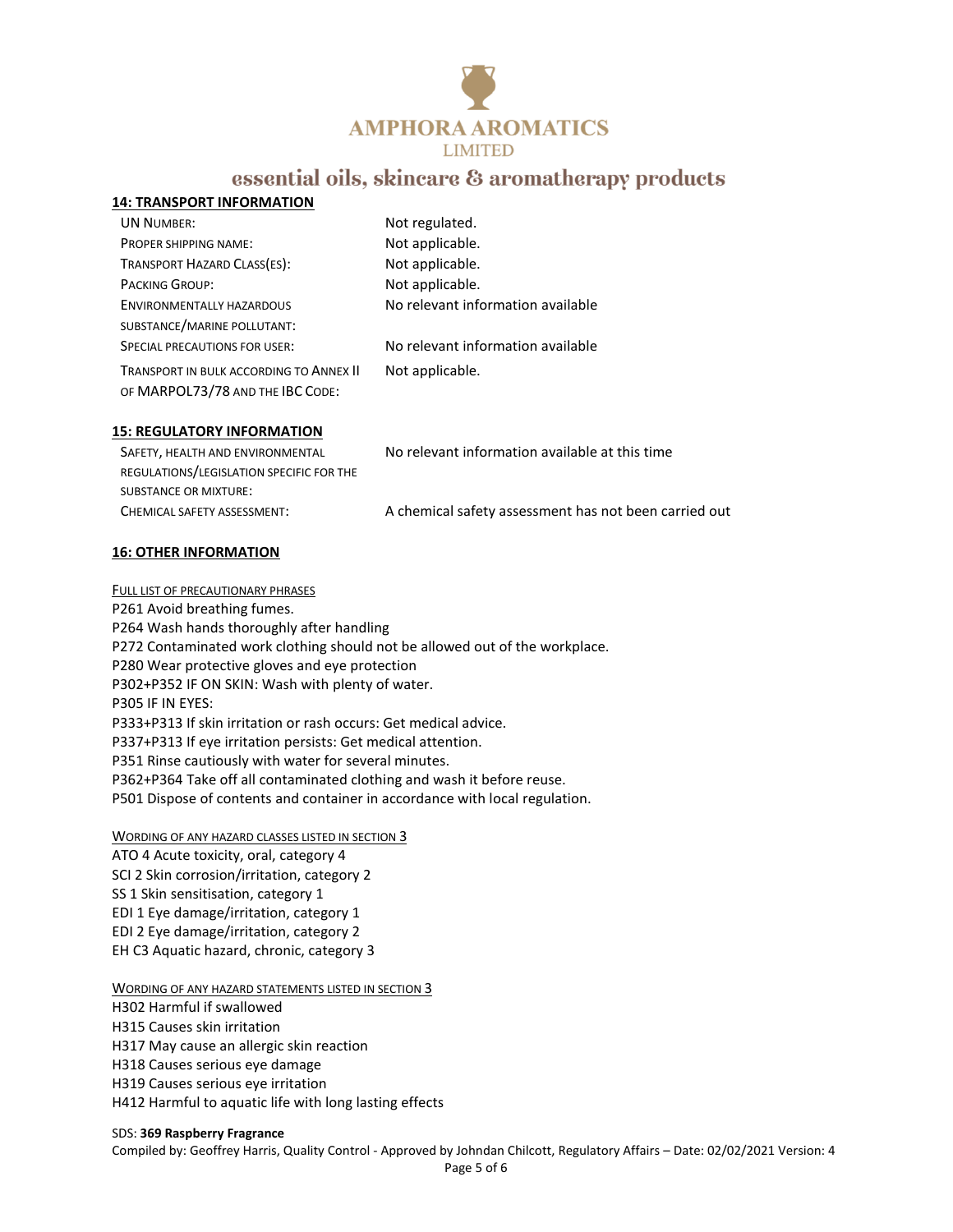## 14: TRANSPORT INFORMATION

| | |
|---|---|
| UN NUMBER: | Not regulated. |
| PROPER SHIPPING NAME: | Not applicable. |
| TRANSPORT HAZARD CLASS(ES): | Not applicable. |
| PACKING GROUP: | Not applicable. |
| ENVIRONMENTALLY HAZARDOUS SUBSTANCE/MARINE POLLUTANT: | No relevant information available |
| SPECIAL PRECAUTIONS FOR USER: | No relevant information available |
| TRANSPORT IN BULK ACCORDING TO ANNEX II OF MARPOL73/78 AND THE IBC CODE: | Not applicable. |

## 15: REGULATORY INFORMATION

| | |
|---|---|
| SAFETY, HEALTH AND ENVIRONMENTAL REGULATIONS/LEGISLATION SPECIFIC FOR THE SUBSTANCE OR MIXTURE: | No relevant information available at this time |
| CHEMICAL SAFETY ASSESSMENT: | A chemical safety assessment has not been carried out |

## 16: OTHER INFORMATION

FULL LIST OF PRECAUTIONARY PHRASES

P261 Avoid breathing fumes.
P264 Wash hands thoroughly after handling
P272 Contaminated work clothing should not be allowed out of the workplace.
P280 Wear protective gloves and eye protection
P302+P352 IF ON SKIN: Wash with plenty of water.
P305 IF IN EYES:
P333+P313 If skin irritation or rash occurs: Get medical advice.
P337+P313 If eye irritation persists: Get medical attention.
P351 Rinse cautiously with water for several minutes.
P362+P364 Take off all contaminated clothing and wash it before reuse.
P501 Dispose of contents and container in accordance with local regulation.

WORDING OF ANY HAZARD CLASSES LISTED IN SECTION 3

ATO 4 Acute toxicity, oral, category 4
SCI 2 Skin corrosion/irritation, category 2
SS 1 Skin sensitisation, category 1
EDI 1 Eye damage/irritation, category 1
EDI 2 Eye damage/irritation, category 2
EH C3 Aquatic hazard, chronic, category 3

WORDING OF ANY HAZARD STATEMENTS LISTED IN SECTION 3

H302 Harmful if swallowed
H315 Causes skin irritation
H317 May cause an allergic skin reaction
H318 Causes serious eye damage
H319 Causes serious eye irritation
H412 Harmful to aquatic life with long lasting effects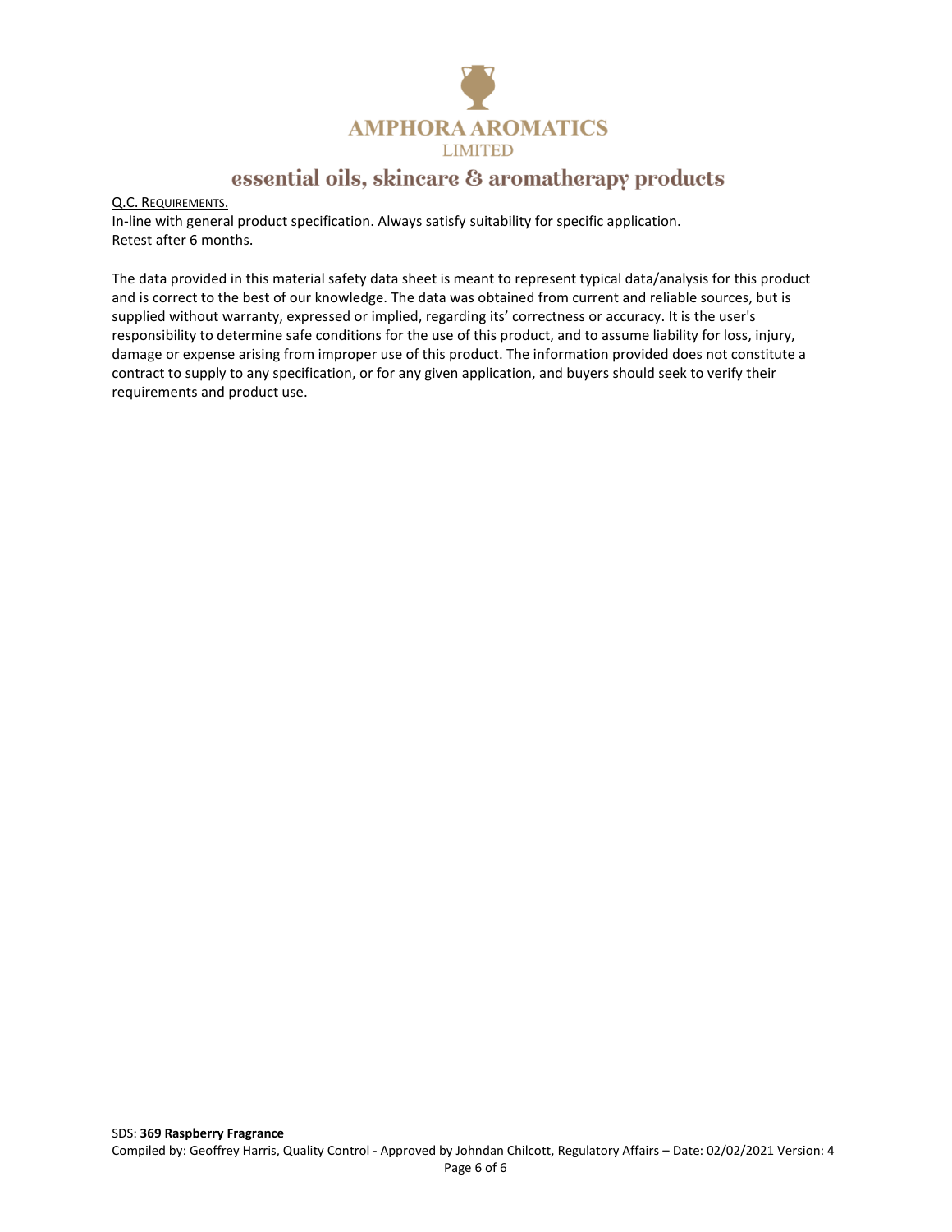Q.C. REQUIREMENTS.

In-line with general product specification. Always satisfy suitability for specific application.
Retest after 6 months.

The data provided in this material safety data sheet is meant to represent typical data/analysis for this product and is correct to the best of our knowledge. The data was obtained from current and reliable sources, but is supplied without warranty, expressed or implied, regarding its' correctness or accuracy. It is the user's responsibility to determine safe conditions for the use of this product, and to assume liability for loss, injury, damage or expense arising from improper use of this product. The information provided does not constitute a contract to supply to any specification, or for any given application, and buyers should seek to verify their requirements and product use.